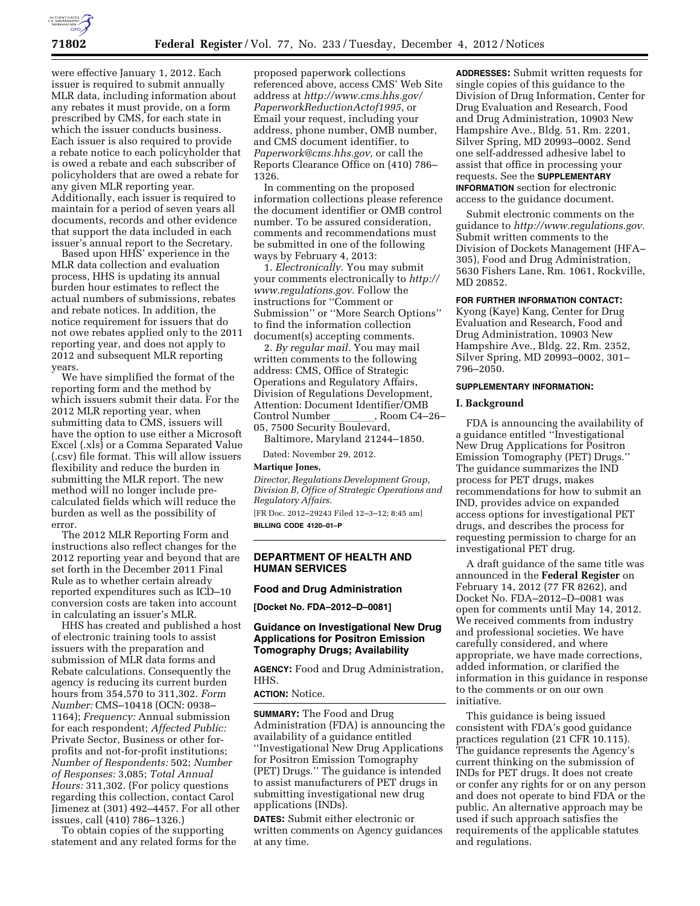were effective January 1, 2012. Each issuer is required to submit annually MLR data, including information about any rebates it must provide, on a form prescribed by CMS, for each state in which the issuer conducts business. Each issuer is also required to provide a rebate notice to each policyholder that is owed a rebate and each subscriber of policyholders that are owed a rebate for any given MLR reporting year. Additionally, each issuer is required to maintain for a period of seven years all documents, records and other evidence that support the data included in each issuer's annual report to the Secretary.

Based upon HHS' experience in the MLR data collection and evaluation process, HHS is updating its annual burden hour estimates to reflect the actual numbers of submissions, rebates and rebate notices. In addition, the notice requirement for issuers that do not owe rebates applied only to the 2011 reporting year, and does not apply to 2012 and subsequent MLR reporting years.

We have simplified the format of the reporting form and the method by which issuers submit their data. For the 2012 MLR reporting year, when submitting data to CMS, issuers will have the option to use either a Microsoft Excel (.xls) or a Comma Separated Value (.csv) file format. This will allow issuers flexibility and reduce the burden in submitting the MLR report. The new method will no longer include pre-calculated fields which will reduce the burden as well as the possibility of error.

The 2012 MLR Reporting Form and instructions also reflect changes for the 2012 reporting year and beyond that are set forth in the December 2011 Final Rule as to whether certain already reported expenditures such as ICD–10 conversion costs are taken into account in calculating an issuer's MLR.

HHS has created and published a host of electronic training tools to assist issuers with the preparation and submission of MLR data forms and Rebate calculations. Consequently the agency is reducing its current burden hours from 354,570 to 311,302. *Form Number:* CMS–10418 (OCN: 0938–1164); *Frequency:* Annual submission for each respondent; *Affected Public:* Private Sector, Business or other for-profits and not-for-profit institutions; *Number of Respondents:* 502; *Number of Responses:* 3,085; *Total Annual Hours:* 311,302. (For policy questions regarding this collection, contact Carol Jimenez at (301) 492–4457. For all other issues, call (410) 786–1326.)

To obtain copies of the supporting statement and any related forms for the proposed paperwork collections referenced above, access CMS' Web Site address at *http://www.cms.hhs.gov/PaperworkReductionActof1995*, or Email your request, including your address, phone number, OMB number, and CMS document identifier, to *Paperwork@cms.hhs.gov*, or call the Reports Clearance Office on (410) 786–1326.

In commenting on the proposed information collections please reference the document identifier or OMB control number. To be assured consideration, comments and recommendations must be submitted in one of the following ways by February 4, 2013:

1. *Electronically.* You may submit your comments electronically to *http://www.regulations.gov.* Follow the instructions for ''Comment or Submission'' or ''More Search Options'' to find the information collection document(s) accepting comments.

2. *By regular mail.* You may mail written comments to the following address: CMS, Office of Strategic Operations and Regulatory Affairs, Division of Regulations Development, Attention: Document Identifier/OMB Control Number \_\_\_\_\_\_\_, Room C4–26–05, 7500 Security Boulevard, Baltimore, Maryland 21244–1850.

Dated: November 29, 2012.

**Martique Jones,**

*Director, Regulations Development Group, Division B, Office of Strategic Operations and Regulatory Affairs.*

[FR Doc. 2012–29243 Filed 12–3–12; 8:45 am]

**BILLING CODE 4120–01–P**

## DEPARTMENT OF HEALTH AND HUMAN SERVICES

### Food and Drug Administration

**[Docket No. FDA–2012–D–0081]**

### Guidance on Investigational New Drug Applications for Positron Emission Tomography Drugs; Availability

**AGENCY:** Food and Drug Administration, HHS.

**ACTION:** Notice.

**SUMMARY:** The Food and Drug Administration (FDA) is announcing the availability of a guidance entitled ''Investigational New Drug Applications for Positron Emission Tomography (PET) Drugs.'' The guidance is intended to assist manufacturers of PET drugs in submitting investigational new drug applications (INDs).

**DATES:** Submit either electronic or written comments on Agency guidances at any time.

**ADDRESSES:** Submit written requests for single copies of this guidance to the Division of Drug Information, Center for Drug Evaluation and Research, Food and Drug Administration, 10903 New Hampshire Ave., Bldg. 51, Rm. 2201, Silver Spring, MD 20993–0002. Send one self-addressed adhesive label to assist that office in processing your requests. See the **SUPPLEMENTARY INFORMATION** section for electronic access to the guidance document.

Submit electronic comments on the guidance to *http://www.regulations.gov.* Submit written comments to the Division of Dockets Management (HFA–305), Food and Drug Administration, 5630 Fishers Lane, Rm. 1061, Rockville, MD 20852.

**FOR FURTHER INFORMATION CONTACT:** Kyong (Kaye) Kang, Center for Drug Evaluation and Research, Food and Drug Administration, 10903 New Hampshire Ave., Bldg. 22, Rm. 2352, Silver Spring, MD 20993–0002, 301–796–2050.

**SUPPLEMENTARY INFORMATION:**

#### I. Background

FDA is announcing the availability of a guidance entitled ''Investigational New Drug Applications for Positron Emission Tomography (PET) Drugs.'' The guidance summarizes the IND process for PET drugs, makes recommendations for how to submit an IND, provides advice on expanded access options for investigational PET drugs, and describes the process for requesting permission to charge for an investigational PET drug.

A draft guidance of the same title was announced in the **Federal Register** on February 14, 2012 (77 FR 8262), and Docket No. FDA–2012–D–0081 was open for comments until May 14, 2012. We received comments from industry and professional societies. We have carefully considered, and where appropriate, we have made corrections, added information, or clarified the information in this guidance in response to the comments or on our own initiative.

This guidance is being issued consistent with FDA's good guidance practices regulation (21 CFR 10.115). The guidance represents the Agency's current thinking on the submission of INDs for PET drugs. It does not create or confer any rights for or on any person and does not operate to bind FDA or the public. An alternative approach may be used if such approach satisfies the requirements of the applicable statutes and regulations.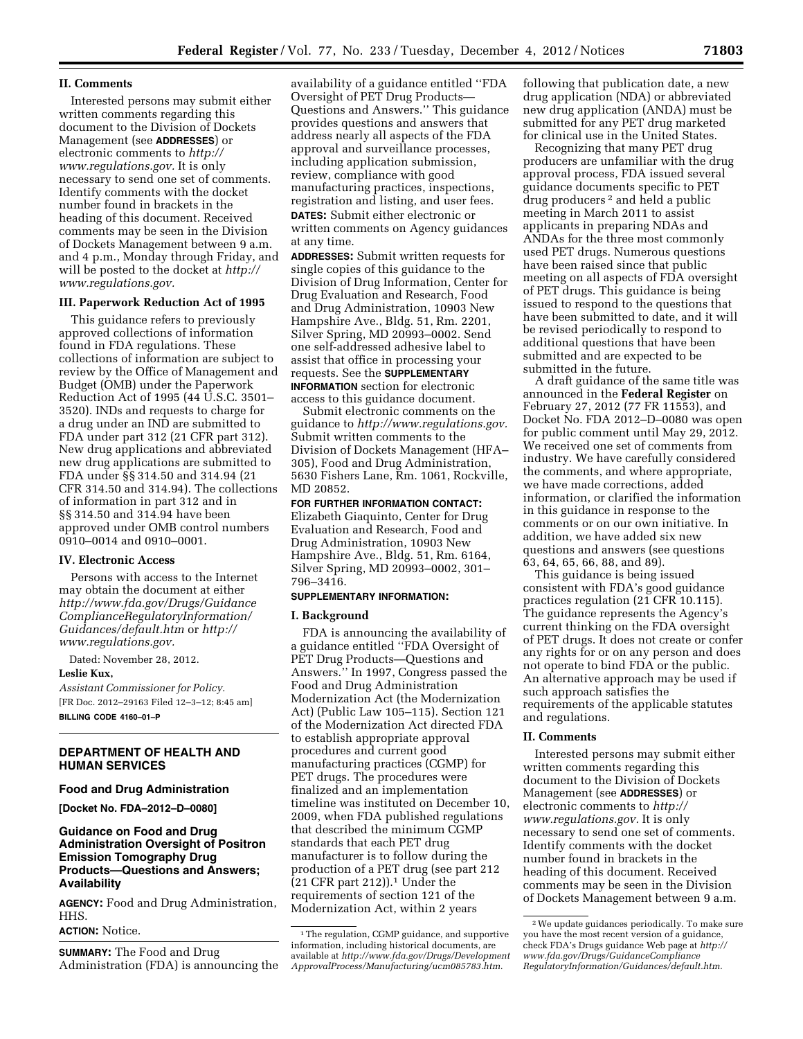## II. Comments

Interested persons may submit either written comments regarding this document to the Division of Dockets Management (see **ADDRESSES**) or electronic comments to *http://www.regulations.gov*. It is only necessary to send one set of comments. Identify comments with the docket number found in brackets in the heading of this document. Received comments may be seen in the Division of Dockets Management between 9 a.m. and 4 p.m., Monday through Friday, and will be posted to the docket at *http://www.regulations.gov*.

## III. Paperwork Reduction Act of 1995

This guidance refers to previously approved collections of information found in FDA regulations. These collections of information are subject to review by the Office of Management and Budget (OMB) under the Paperwork Reduction Act of 1995 (44 U.S.C. 3501–3520). INDs and requests to charge for a drug under an IND are submitted to FDA under part 312 (21 CFR part 312). New drug applications and abbreviated new drug applications are submitted to FDA under §§ 314.50 and 314.94 (21 CFR 314.50 and 314.94). The collections of information in part 312 and in §§ 314.50 and 314.94 have been approved under OMB control numbers 0910–0014 and 0910–0001.

## IV. Electronic Access

Persons with access to the Internet may obtain the document at either *http://www.fda.gov/Drugs/GuidanceComplianceRegulatoryInformation/Guidances/default.htm* or *http://www.regulations.gov*.

Dated: November 28, 2012.

**Leslie Kux,**

*Assistant Commissioner for Policy.*

[FR Doc. 2012–29163 Filed 12–3–12; 8:45 am]

**BILLING CODE 4160–01–P**

---

# DEPARTMENT OF HEALTH AND HUMAN SERVICES

## Food and Drug Administration

**[Docket No. FDA–2012–D–0080]**

## Guidance on Food and Drug Administration Oversight of Positron Emission Tomography Drug Products—Questions and Answers; Availability

**AGENCY:** Food and Drug Administration, HHS.

**ACTION:** Notice.

**SUMMARY:** The Food and Drug Administration (FDA) is announcing the availability of a guidance entitled ''FDA Oversight of PET Drug Products—Questions and Answers.'' This guidance provides questions and answers that address nearly all aspects of the FDA approval and surveillance processes, including application submission, review, compliance with good manufacturing practices, inspections, registration and listing, and user fees.

**DATES:** Submit either electronic or written comments on Agency guidances at any time.

**ADDRESSES:** Submit written requests for single copies of this guidance to the Division of Drug Information, Center for Drug Evaluation and Research, Food and Drug Administration, 10903 New Hampshire Ave., Bldg. 51, Rm. 2201, Silver Spring, MD 20993–0002. Send one self-addressed adhesive label to assist that office in processing your requests. See the **SUPPLEMENTARY INFORMATION** section for electronic access to this guidance document.

Submit electronic comments on the guidance to *http://www.regulations.gov*. Submit written comments to the Division of Dockets Management (HFA–305), Food and Drug Administration, 5630 Fishers Lane, Rm. 1061, Rockville, MD 20852.

**FOR FURTHER INFORMATION CONTACT:** Elizabeth Giaquinto, Center for Drug Evaluation and Research, Food and Drug Administration, 10903 New Hampshire Ave., Bldg. 51, Rm. 6164, Silver Spring, MD 20993–0002, 301–796–3416.

**SUPPLEMENTARY INFORMATION:**

## I. Background

FDA is announcing the availability of a guidance entitled ''FDA Oversight of PET Drug Products—Questions and Answers.'' In 1997, Congress passed the Food and Drug Administration Modernization Act (the Modernization Act) (Public Law 105–115). Section 121 of the Modernization Act directed FDA to establish appropriate approval procedures and current good manufacturing practices (CGMP) for PET drugs. The procedures were finalized and an implementation timeline was instituted on December 10, 2009, when FDA published regulations that described the minimum CGMP standards that each PET drug manufacturer is to follow during the production of a PET drug (see part 212 (21 CFR part 212)).[1] Under the requirements of section 121 of the Modernization Act, within 2 years following that publication date, a new drug application (NDA) or abbreviated new drug application (ANDA) must be submitted for any PET drug marketed for clinical use in the United States.

Recognizing that many PET drug producers are unfamiliar with the drug approval process, FDA issued several guidance documents specific to PET drug producers[2] and held a public meeting in March 2011 to assist applicants in preparing NDAs and ANDAs for the three most commonly used PET drugs. Numerous questions have been raised since that public meeting on all aspects of FDA oversight of PET drugs. This guidance is being issued to respond to the questions that have been submitted to date, and it will be revised periodically to respond to additional questions that have been submitted and are expected to be submitted in the future.

A draft guidance of the same title was announced in the **Federal Register** on February 27, 2012 (77 FR 11553), and Docket No. FDA 2012–D–0080 was open for public comment until May 29, 2012. We received one set of comments from industry. We have carefully considered the comments, and where appropriate, we have made corrections, added information, or clarified the information in this guidance in response to the comments or on our own initiative. In addition, we have added six new questions and answers (see questions 63, 64, 65, 66, 88, and 89).

This guidance is being issued consistent with FDA's good guidance practices regulation (21 CFR 10.115). The guidance represents the Agency's current thinking on the FDA oversight of PET drugs. It does not create or confer any rights for or on any person and does not operate to bind FDA or the public. An alternative approach may be used if such approach satisfies the requirements of the applicable statutes and regulations.

## II. Comments

Interested persons may submit either written comments regarding this document to the Division of Dockets Management (see **ADDRESSES**) or electronic comments to *http://www.regulations.gov*. It is only necessary to send one set of comments. Identify comments with the docket number found in brackets in the heading of this document. Received comments may be seen in the Division of Dockets Management between 9 a.m.

---

[1] The regulation, CGMP guidance, and supportive information, including historical documents, are available at *http://www.fda.gov/Drugs/DevelopmentApprovalProcess/Manufacturing/ucm085783.htm*.

[2] We update guidances periodically. To make sure you have the most recent version of a guidance, check FDA's Drugs guidance Web page at *http://www.fda.gov/Drugs/GuidanceComplianceRegulatoryInformation/Guidances/default.htm*.